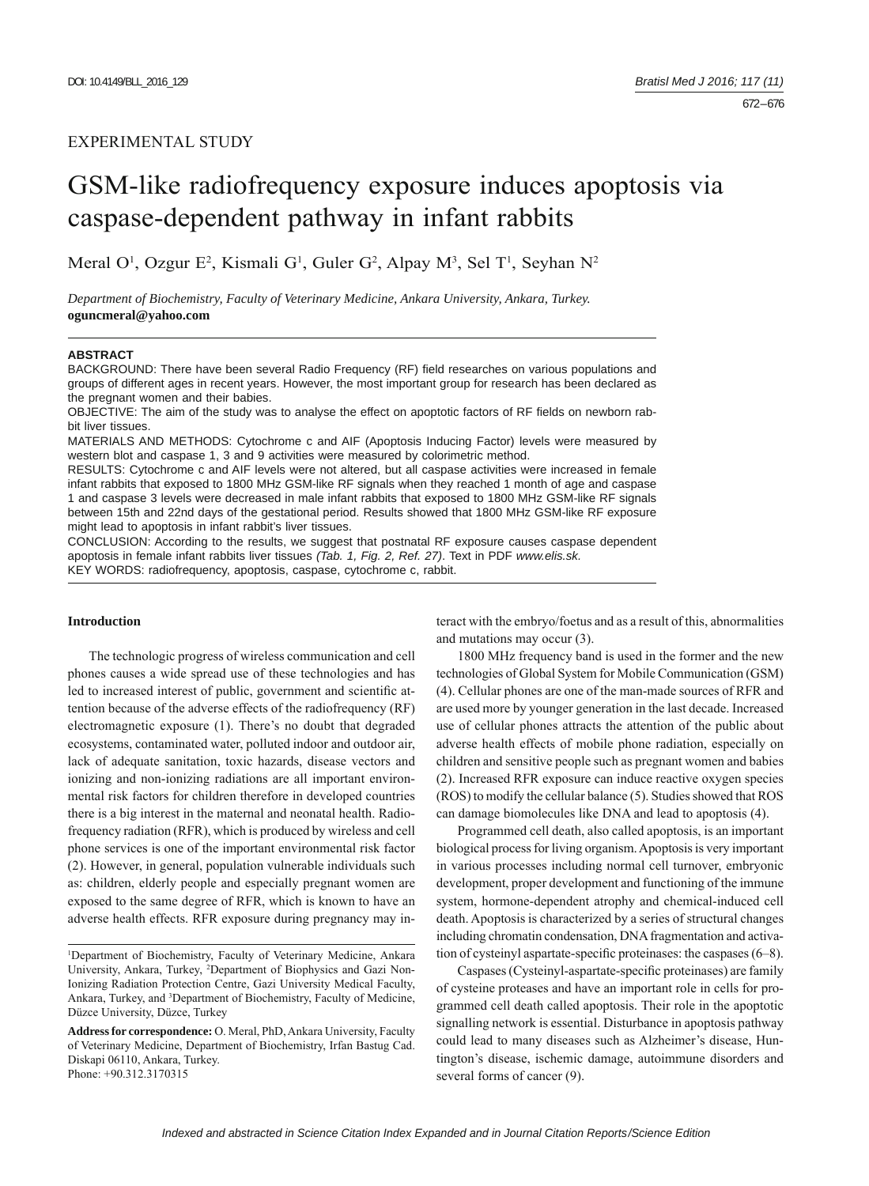EXPERIMENTAL STUDY

# GSM-like radiofrequency exposure induces apoptosis via caspase-dependent pathway in infant rabbits

Meral O[1], Ozgur E[2], Kismali G[1], Guler G[2], Alpay M[3], Sel T[1], Seyhan N[2]

*Department of Biochemistry, Faculty of Veterinary Medicine, Ankara University, Ankara, Turkey.*
**oguncmeral@yahoo.com**

## ABSTRACT

BACKGROUND: There have been several Radio Frequency (RF) field researches on various populations and groups of different ages in recent years. However, the most important group for research has been declared as the pregnant women and their babies.

OBJECTIVE: The aim of the study was to analyse the effect on apoptotic factors of RF fields on newborn rabbit liver tissues.

MATERIALS AND METHODS: Cytochrome c and AIF (Apoptosis Inducing Factor) levels were measured by western blot and caspase 1, 3 and 9 activities were measured by colorimetric method.

RESULTS: Cytochrome c and AIF levels were not altered, but all caspase activities were increased in female infant rabbits that exposed to 1800 MHz GSM-like RF signals when they reached 1 month of age and caspase 1 and caspase 3 levels were decreased in male infant rabbits that exposed to 1800 MHz GSM-like RF signals between 15th and 22nd days of the gestational period. Results showed that 1800 MHz GSM-like RF exposure might lead to apoptosis in infant rabbit's liver tissues.

CONCLUSION: According to the results, we suggest that postnatal RF exposure causes caspase dependent apoptosis in female infant rabbits liver tissues *(Tab. 1, Fig. 2, Ref. 27)*. Text in PDF *www.elis.sk.*

KEY WORDS: radiofrequency, apoptosis, caspase, cytochrome c, rabbit.

## Introduction

The technologic progress of wireless communication and cell phones causes a wide spread use of these technologies and has led to increased interest of public, government and scientific attention because of the adverse effects of the radiofrequency (RF) electromagnetic exposure (1). There's no doubt that degraded ecosystems, contaminated water, polluted indoor and outdoor air, lack of adequate sanitation, toxic hazards, disease vectors and ionizing and non-ionizing radiations are all important environmental risk factors for children therefore in developed countries there is a big interest in the maternal and neonatal health. Radiofrequency radiation (RFR), which is produced by wireless and cell phone services is one of the important environmental risk factor (2). However, in general, population vulnerable individuals such as: children, elderly people and especially pregnant women are exposed to the same degree of RFR, which is known to have an adverse health effects. RFR exposure during pregnancy may interact with the embryo/foetus and as a result of this, abnormalities and mutations may occur (3).

1800 MHz frequency band is used in the former and the new technologies of Global System for Mobile Communication (GSM) (4). Cellular phones are one of the man-made sources of RFR and are used more by younger generation in the last decade. Increased use of cellular phones attracts the attention of the public about adverse health effects of mobile phone radiation, especially on children and sensitive people such as pregnant women and babies (2). Increased RFR exposure can induce reactive oxygen species (ROS) to modify the cellular balance (5). Studies showed that ROS can damage biomolecules like DNA and lead to apoptosis (4).

Programmed cell death, also called apoptosis, is an important biological process for living organism. Apoptosis is very important in various processes including normal cell turnover, embryonic development, proper development and functioning of the immune system, hormone-dependent atrophy and chemical-induced cell death. Apoptosis is characterized by a series of structural changes including chromatin condensation, DNA fragmentation and activation of cysteinyl aspartate-specific proteinases: the caspases (6–8).

Caspases (Cysteinyl-aspartate-specific proteinases) are family of cysteine proteases and have an important role in cells for programmed cell death called apoptosis. Their role in the apoptotic signalling network is essential. Disturbance in apoptosis pathway could lead to many diseases such as Alzheimer's disease, Huntington's disease, ischemic damage, autoimmune disorders and several forms of cancer (9).

---

[1]Department of Biochemistry, Faculty of Veterinary Medicine, Ankara University, Ankara, Turkey, [2]Department of Biophysics and Gazi Non-Ionizing Radiation Protection Centre, Gazi University Medical Faculty, Ankara, Turkey, and [3]Department of Biochemistry, Faculty of Medicine, Düzce University, Düzce, Turkey

**Address for correspondence:** O. Meral, PhD, Ankara University, Faculty of Veterinary Medicine, Department of Biochemistry, Irfan Bastug Cad. Diskapi 06110, Ankara, Turkey.
Phone: +90.312.3170315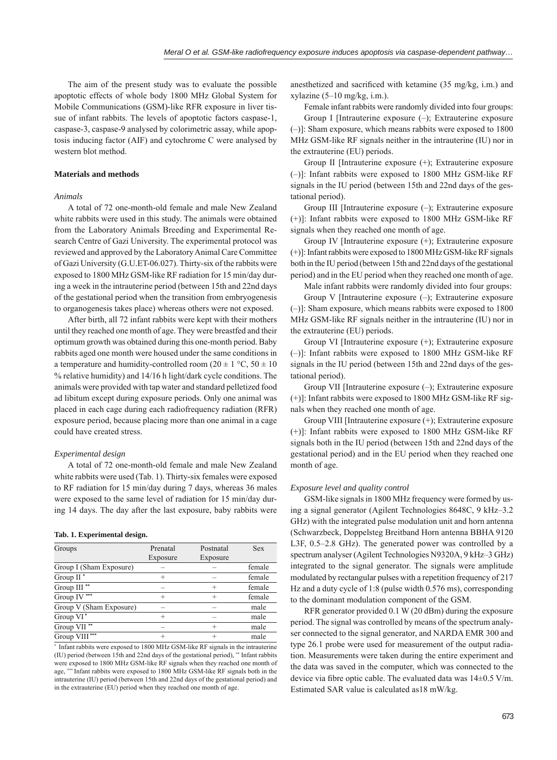The aim of the present study was to evaluate the possible apoptotic effects of whole body 1800 MHz Global System for Mobile Communications (GSM)-like RFR exposure in liver tissue of infant rabbits. The levels of apoptotic factors caspase-1, caspase-3, caspase-9 analysed by colorimetric assay, while apoptosis inducing factor (AIF) and cytochrome C were analysed by western blot method.

## Materials and methods

### *Animals*

A total of 72 one-month-old female and male New Zealand white rabbits were used in this study. The animals were obtained from the Laboratory Animals Breeding and Experimental Research Centre of Gazi University. The experimental protocol was reviewed and approved by the Laboratory Animal Care Committee of Gazi University (G.U.ET-06.027). Thirty-six of the rabbits were exposed to 1800 MHz GSM-like RF radiation for 15 min/day during a week in the intrauterine period (between 15th and 22nd days of the gestational period when the transition from embryogenesis to organogenesis takes place) whereas others were not exposed.

After birth, all 72 infant rabbits were kept with their mothers until they reached one month of age. They were breastfed and their optimum growth was obtained during this one-month period. Baby rabbits aged one month were housed under the same conditions in a temperature and humidity-controlled room (20 ± 1 °C, 50 ± 10 % relative humidity) and 14/16 h light/dark cycle conditions. The animals were provided with tap water and standard pelletized food ad libitum except during exposure periods. Only one animal was placed in each cage during each radiofrequency radiation (RFR) exposure period, because placing more than one animal in a cage could have created stress.

### *Experimental design*

A total of 72 one-month-old female and male New Zealand white rabbits were used (Tab. 1). Thirty-six females were exposed to RF radiation for 15 min/day during 7 days, whereas 36 males were exposed to the same level of radiation for 15 min/day during 14 days. The day after the last exposure, baby rabbits were anesthetized and sacrificed with ketamine (35 mg/kg, i.m.) and xylazine (5–10 mg/kg, i.m.).

**Tab. 1. Experimental design.**

| Groups | Prenatal Exposure | Postnatal Exposure | Sex |
|---|---|---|---|
| Group I (Sham Exposure) | – | – | female |
| Group II * | + | – | female |
| Group III ** | – | + | female |
| Group IV *** | + | + | female |
| Group V (Sham Exposure) | – | – | male |
| Group VI * | + | – | male |
| Group VII ** | – | + | male |
| Group VIII *** | + | + | male |

\* Infant rabbits were exposed to 1800 MHz GSM-like RF signals in the intrauterine (IU) period (between 15th and 22nd days of the gestational period), ** Infant rabbits were exposed to 1800 MHz GSM-like RF signals when they reached one month of age, *** Infant rabbits were exposed to 1800 MHz GSM-like RF signals both in the intrauterine (IU) period (between 15th and 22nd days of the gestational period) and in the extrauterine (EU) period when they reached one month of age.

Female infant rabbits were randomly divided into four groups:

Group I [Intrauterine exposure (–); Extrauterine exposure (–)]: Sham exposure, which means rabbits were exposed to 1800 MHz GSM-like RF signals neither in the intrauterine (IU) nor in the extrauterine (EU) periods.

Group II [Intrauterine exposure (+); Extrauterine exposure (–)]: Infant rabbits were exposed to 1800 MHz GSM-like RF signals in the IU period (between 15th and 22nd days of the gestational period).

Group III [Intrauterine exposure (–); Extrauterine exposure (+)]: Infant rabbits were exposed to 1800 MHz GSM-like RF signals when they reached one month of age.

Group IV [Intrauterine exposure (+); Extrauterine exposure (+)]: Infant rabbits were exposed to 1800 MHz GSM-like RF signals both in the IU period (between 15th and 22nd days of the gestational period) and in the EU period when they reached one month of age.

Male infant rabbits were randomly divided into four groups:

Group V [Intrauterine exposure (–); Extrauterine exposure (–)]: Sham exposure, which means rabbits were exposed to 1800 MHz GSM-like RF signals neither in the intrauterine (IU) nor in the extrauterine (EU) periods.

Group VI [Intrauterine exposure (+); Extrauterine exposure (–)]: Infant rabbits were exposed to 1800 MHz GSM-like RF signals in the IU period (between 15th and 22nd days of the gestational period).

Group VII [Intrauterine exposure (–); Extrauterine exposure (+)]: Infant rabbits were exposed to 1800 MHz GSM-like RF signals when they reached one month of age.

Group VIII [Intrauterine exposure (+); Extrauterine exposure (+)]: Infant rabbits were exposed to 1800 MHz GSM-like RF signals both in the IU period (between 15th and 22nd days of the gestational period) and in the EU period when they reached one month of age.

### *Exposure level and quality control*

GSM-like signals in 1800 MHz frequency were formed by using a signal generator (Agilent Technologies 8648C, 9 kHz–3.2 GHz) with the integrated pulse modulation unit and horn antenna (Schwarzbeck, Doppelsteg Breitband Horn antenna BBHA 9120 L3F, 0.5–2.8 GHz). The generated power was controlled by a spectrum analyser (Agilent Technologies N9320A, 9 kHz–3 GHz) integrated to the signal generator. The signals were amplitude modulated by rectangular pulses with a repetition frequency of 217 Hz and a duty cycle of 1:8 (pulse width 0.576 ms), corresponding to the dominant modulation component of the GSM.

RFR generator provided 0.1 W (20 dBm) during the exposure period. The signal was controlled by means of the spectrum analyser connected to the signal generator, and NARDA EMR 300 and type 26.1 probe were used for measurement of the output radiation. Measurements were taken during the entire experiment and the data was saved in the computer, which was connected to the device via fibre optic cable. The evaluated data was 14±0.5 V/m. Estimated SAR value is calculated as18 mW/kg.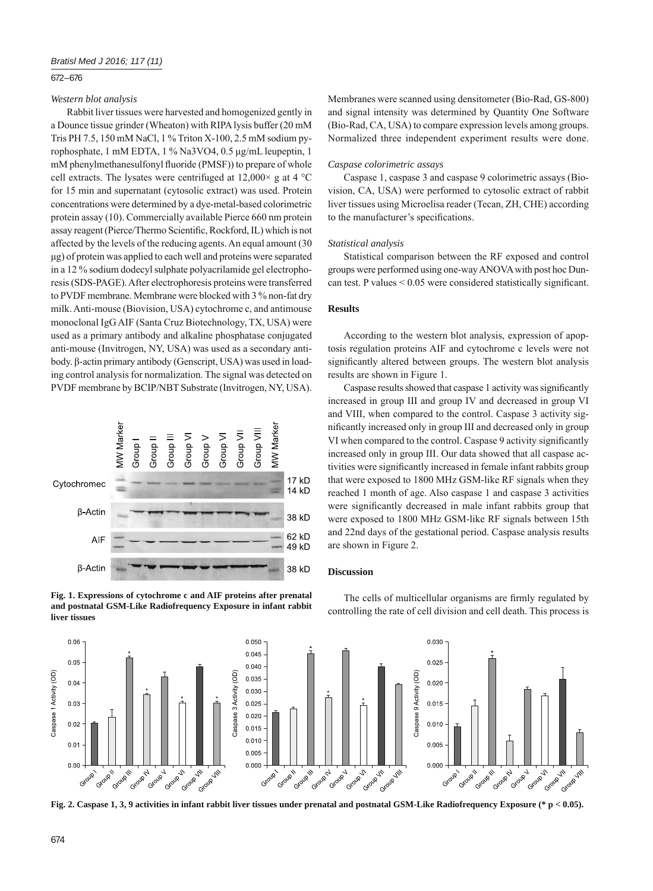### Western blot analysis

Rabbit liver tissues were harvested and homogenized gently in a Dounce tissue grinder (Wheaton) with RIPA lysis buffer (20 mM Tris PH 7.5, 150 mM NaCl, 1 % Triton X-100, 2.5 mM sodium pyrophosphate, 1 mM EDTA, 1 % Na3VO4, 0.5 μg/mL leupeptin, 1 mM phenylmethanesulfonyl fluoride (PMSF)) to prepare of whole cell extracts. The lysates were centrifuged at 12,000× g at 4 °C for 15 min and supernatant (cytosolic extract) was used. Protein concentrations were determined by a dye-metal-based colorimetric protein assay (10). Commercially available Pierce 660 nm protein assay reagent (Pierce/Thermo Scientific, Rockford, IL) which is not affected by the levels of the reducing agents. An equal amount (30 μg) of protein was applied to each well and proteins were separated in a 12 % sodium dodecyl sulphate polyacrilamide gel electrophoresis (SDS-PAGE). After electrophoresis proteins were transferred to PVDF membrane. Membrane were blocked with 3 % non-fat dry milk. Anti-mouse (Biovision, USA) cytochrome c, and antimouse monoclonal IgG AIF (Santa Cruz Biotechnology, TX, USA) were used as a primary antibody and alkaline phosphatase conjugated anti-mouse (Invitrogen, NY, USA) was used as a secondary antibody. β-actin primary antibody (Genscript, USA) was used in loading control analysis for normalization. The signal was detected on PVDF membrane by BCIP/NBT Substrate (Invitrogen, NY, USA). Membranes were scanned using densitometer (Bio-Rad, GS-800) and signal intensity was determined by Quantity One Software (Bio-Rad, CA, USA) to compare expression levels among groups. Normalized three independent experiment results were done.

**Fig. 1. Expressions of cytochrome c and AIF proteins after prenatal and postnatal GSM-Like Radiofrequency Exposure in infant rabbit liver tissues**

### Caspase colorimetric assays

Caspase 1, caspase 3 and caspase 9 colorimetric assays (Biovision, CA, USA) were performed to cytosolic extract of rabbit liver tissues using Microelisa reader (Tecan, ZH, CHE) according to the manufacturer's specifications.

### Statistical analysis

Statistical comparison between the RF exposed and control groups were performed using one-way ANOVA with post hoc Duncan test. P values < 0.05 were considered statistically significant.

## Results

According to the western blot analysis, expression of apoptosis regulation proteins AIF and cytochrome c levels were not significantly altered between groups. The western blot analysis results are shown in Figure 1.

Caspase results showed that caspase 1 activity was significantly increased in group III and group IV and decreased in group VI and VIII, when compared to the control. Caspase 3 activity significantly increased only in group III and decreased only in group VI when compared to the control. Caspase 9 activity significantly increased only in group III. Our data showed that all caspase activities were significantly increased in female infant rabbits group that were exposed to 1800 MHz GSM-like RF signals when they reached 1 month of age. Also caspase 1 and caspase 3 activities were significantly decreased in male infant rabbits group that were exposed to 1800 MHz GSM-like RF signals between 15th and 22nd days of the gestational period. Caspase analysis results are shown in Figure 2.

## Discussion

The cells of multicellular organisms are firmly regulated by controlling the rate of cell division and cell death. This process is

**Fig. 2. Caspase 1, 3, 9 activities in infant rabbit liver tissues under prenatal and postnatal GSM-Like Radiofrequency Exposure (* p < 0.05).**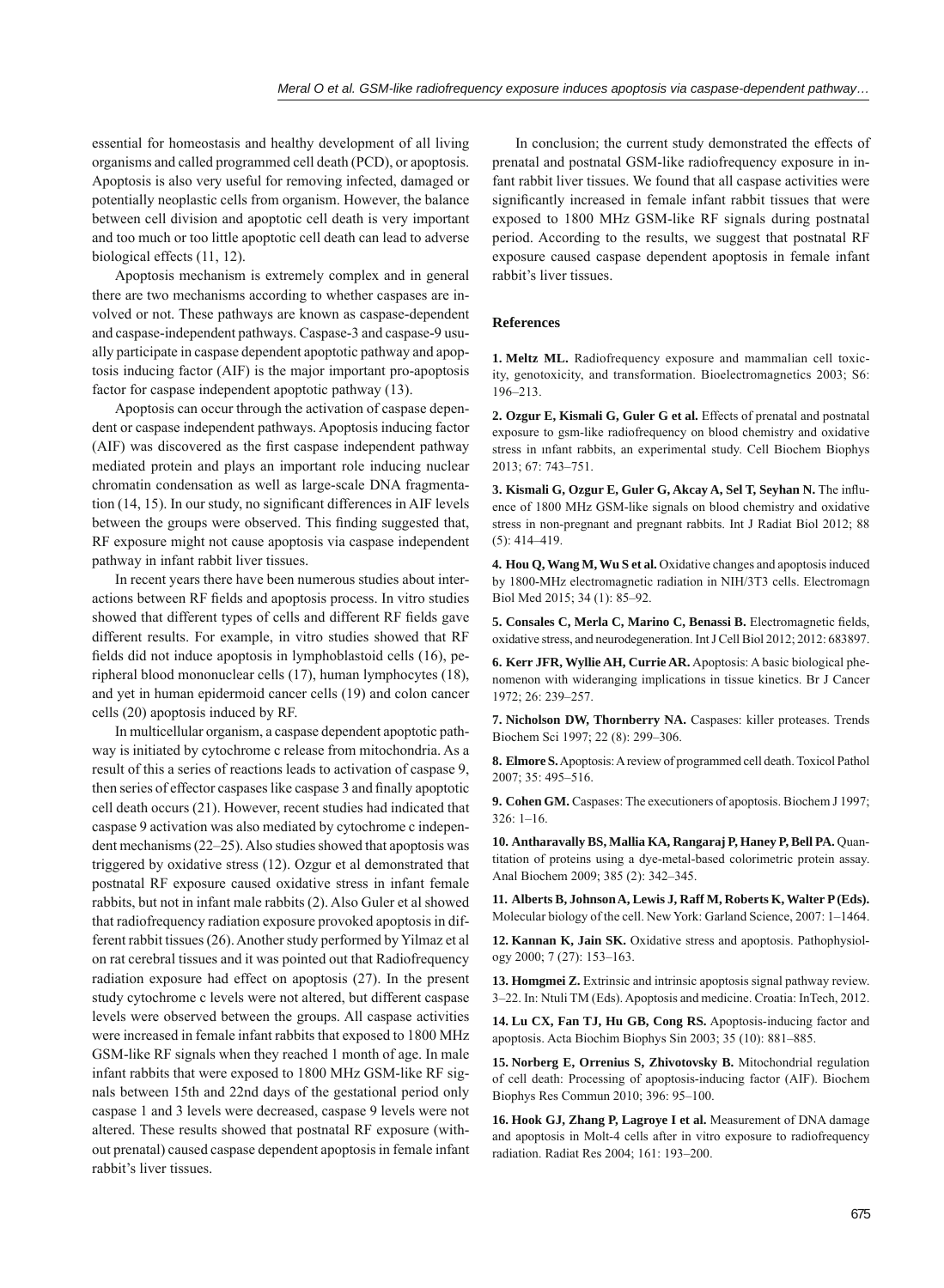essential for homeostasis and healthy development of all living organisms and called programmed cell death (PCD), or apoptosis. Apoptosis is also very useful for removing infected, damaged or potentially neoplastic cells from organism. However, the balance between cell division and apoptotic cell death is very important and too much or too little apoptotic cell death can lead to adverse biological effects (11, 12).

Apoptosis mechanism is extremely complex and in general there are two mechanisms according to whether caspases are involved or not. These pathways are known as caspase-dependent and caspase-independent pathways. Caspase-3 and caspase-9 usually participate in caspase dependent apoptotic pathway and apoptosis inducing factor (AIF) is the major important pro-apoptosis factor for caspase independent apoptotic pathway (13).

Apoptosis can occur through the activation of caspase dependent or caspase independent pathways. Apoptosis inducing factor (AIF) was discovered as the first caspase independent pathway mediated protein and plays an important role inducing nuclear chromatin condensation as well as large-scale DNA fragmentation (14, 15). In our study, no significant differences in AIF levels between the groups were observed. This finding suggested that, RF exposure might not cause apoptosis via caspase independent pathway in infant rabbit liver tissues.

In recent years there have been numerous studies about interactions between RF fields and apoptosis process. In vitro studies showed that different types of cells and different RF fields gave different results. For example, in vitro studies showed that RF fields did not induce apoptosis in lymphoblastoid cells (16), peripheral blood mononuclear cells (17), human lymphocytes (18), and yet in human epidermoid cancer cells (19) and colon cancer cells (20) apoptosis induced by RF.

In multicellular organism, a caspase dependent apoptotic pathway is initiated by cytochrome c release from mitochondria. As a result of this a series of reactions leads to activation of caspase 9, then series of effector caspases like caspase 3 and finally apoptotic cell death occurs (21). However, recent studies had indicated that caspase 9 activation was also mediated by cytochrome c independent mechanisms (22–25). Also studies showed that apoptosis was triggered by oxidative stress (12). Ozgur et al demonstrated that postnatal RF exposure caused oxidative stress in infant female rabbits, but not in infant male rabbits (2). Also Guler et al showed that radiofrequency radiation exposure provoked apoptosis in different rabbit tissues (26). Another study performed by Yilmaz et al on rat cerebral tissues and it was pointed out that Radiofrequency radiation exposure had effect on apoptosis (27). In the present study cytochrome c levels were not altered, but different caspase levels were observed between the groups. All caspase activities were increased in female infant rabbits that exposed to 1800 MHz GSM-like RF signals when they reached 1 month of age. In male infant rabbits that were exposed to 1800 MHz GSM-like RF signals between 15th and 22nd days of the gestational period only caspase 1 and 3 levels were decreased, caspase 9 levels were not altered. These results showed that postnatal RF exposure (without prenatal) caused caspase dependent apoptosis in female infant rabbit's liver tissues.

In conclusion; the current study demonstrated the effects of prenatal and postnatal GSM-like radiofrequency exposure in infant rabbit liver tissues. We found that all caspase activities were significantly increased in female infant rabbit tissues that were exposed to 1800 MHz GSM-like RF signals during postnatal period. According to the results, we suggest that postnatal RF exposure caused caspase dependent apoptosis in female infant rabbit's liver tissues.

## References

**1. Meltz ML.** Radiofrequency exposure and mammalian cell toxicity, genotoxicity, and transformation. Bioelectromagnetics 2003; S6: 196–213.

**2. Ozgur E, Kismali G, Guler G et al.** Effects of prenatal and postnatal exposure to gsm-like radiofrequency on blood chemistry and oxidative stress in ınfant rabbits, an experimental study. Cell Biochem Biophys 2013; 67: 743–751.

**3. Kismali G, Ozgur E, Guler G, Akcay A, Sel T, Seyhan N.** The influence of 1800 MHz GSM-like signals on blood chemistry and oxidative stress in non-pregnant and pregnant rabbits. Int J Radiat Biol 2012; 88 (5): 414–419.

**4. Hou Q, Wang M, Wu S et al.** Oxidative changes and apoptosis induced by 1800-MHz electromagnetic radiation in NIH/3T3 cells. Electromagn Biol Med 2015; 34 (1): 85–92.

**5. Consales C, Merla C, Marino C, Benassi B.** Electromagnetic fields, oxidative stress, and neurodegeneration. Int J Cell Biol 2012; 2012: 683897.

**6. Kerr JFR, Wyllie AH, Currie AR.** Apoptosis: A basic biological phenomenon with wideranging implications in tissue kinetics. Br J Cancer 1972; 26: 239–257.

**7. Nicholson DW, Thornberry NA.** Caspases: killer proteases. Trends Biochem Sci 1997; 22 (8): 299–306.

**8. Elmore S.** Apoptosis: A review of programmed cell death. Toxicol Pathol 2007; 35: 495–516.

**9. Cohen GM.** Caspases: The executioners of apoptosis. Biochem J 1997; 326: 1–16.

**10. Antharavally BS, Mallia KA, Rangaraj P, Haney P, Bell PA.** Quantitation of proteins using a dye-metal-based colorimetric protein assay. Anal Biochem 2009; 385 (2): 342–345.

**11. Alberts B, Johnson A, Lewis J, Raff M, Roberts K, Walter P (Eds).** Molecular biology of the cell. New York: Garland Science, 2007: 1–1464.

**12. Kannan K, Jain SK.** Oxidative stress and apoptosis. Pathophysiology 2000; 7 (27): 153–163.

**13. Homgmei Z.** Extrinsic and intrinsic apoptosis signal pathway review. 3–22. In: Ntuli TM (Eds). Apoptosis and medicine. Croatia: InTech, 2012.

**14. Lu CX, Fan TJ, Hu GB, Cong RS.** Apoptosis-inducing factor and apoptosis. Acta Biochim Biophys Sin 2003; 35 (10): 881–885.

**15. Norberg E, Orrenius S, Zhivotovsky B.** Mitochondrial regulation of cell death: Processing of apoptosis-inducing factor (AIF). Biochem Biophys Res Commun 2010; 396: 95–100.

**16. Hook GJ, Zhang P, Lagroye I et al.** Measurement of DNA damage and apoptosis in Molt-4 cells after in vitro exposure to radiofrequency radiation. Radiat Res 2004; 161: 193–200.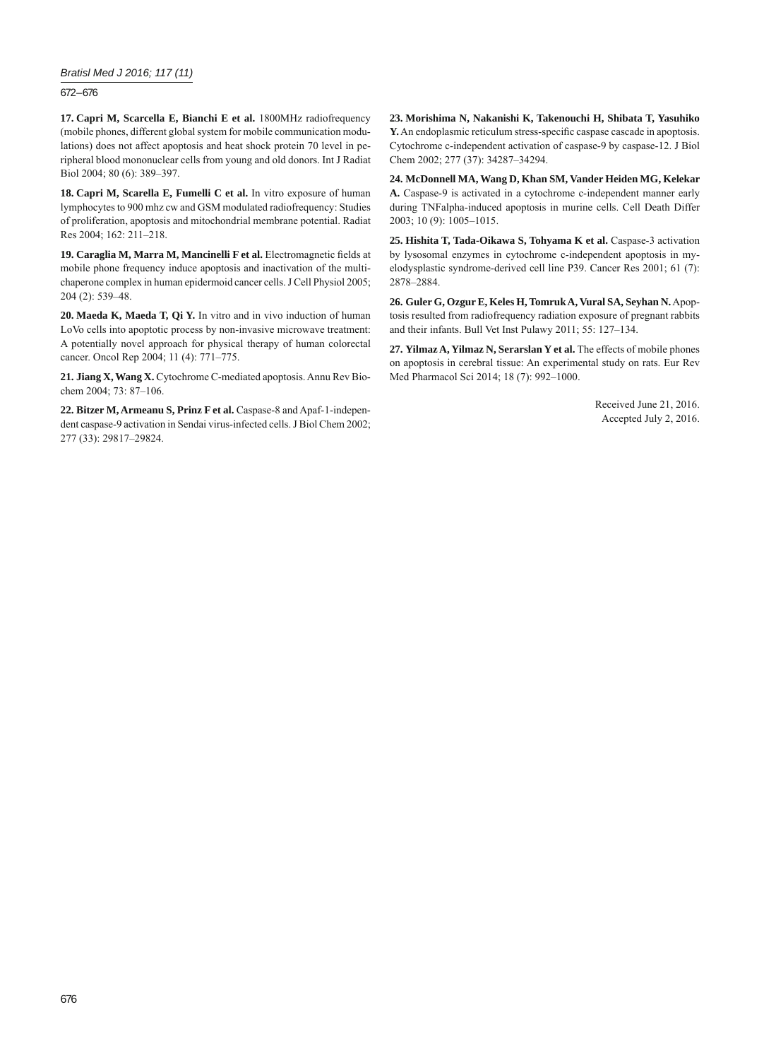**17. Capri M, Scarcella E, Bianchi E et al.** 1800MHz radiofrequency (mobile phones, different global system for mobile communication modulations) does not affect apoptosis and heat shock protein 70 level in peripheral blood mononuclear cells from young and old donors. Int J Radiat Biol 2004; 80 (6): 389–397.

**18. Capri M, Scarella E, Fumelli C et al.** In vitro exposure of human lymphocytes to 900 mhz cw and GSM modulated radiofrequency: Studies of proliferation, apoptosis and mitochondrial membrane potential. Radiat Res 2004; 162: 211–218.

**19. Caraglia M, Marra M, Mancinelli F et al.** Electromagnetic fields at mobile phone frequency induce apoptosis and inactivation of the multichaperone complex in human epidermoid cancer cells. J Cell Physiol 2005; 204 (2): 539–48.

**20. Maeda K, Maeda T, Qi Y.** In vitro and in vivo induction of human LoVo cells into apoptotic process by non-invasive microwave treatment: A potentially novel approach for physical therapy of human colorectal cancer. Oncol Rep 2004; 11 (4): 771–775.

**21. Jiang X, Wang X.** Cytochrome C-mediated apoptosis. Annu Rev Biochem 2004; 73: 87–106.

**22. Bitzer M, Armeanu S, Prinz F et al.** Caspase-8 and Apaf-1-independent caspase-9 activation in Sendai virus-infected cells. J Biol Chem 2002; 277 (33): 29817–29824.

**23. Morishima N, Nakanishi K, Takenouchi H, Shibata T, Yasuhiko Y.** An endoplasmic reticulum stress-specific caspase cascade in apoptosis. Cytochrome c-independent activation of caspase-9 by caspase-12. J Biol Chem 2002; 277 (37): 34287–34294.

**24. McDonnell MA, Wang D, Khan SM, Vander Heiden MG, Kelekar A.** Caspase-9 is activated in a cytochrome c-independent manner early during TNFalpha-induced apoptosis in murine cells. Cell Death Differ 2003; 10 (9): 1005–1015.

**25. Hishita T, Tada-Oikawa S, Tohyama K et al.** Caspase-3 activation by lysosomal enzymes in cytochrome c-independent apoptosis in myelodysplastic syndrome-derived cell line P39. Cancer Res 2001; 61 (7): 2878–2884.

**26. Guler G, Ozgur E, Keles H, Tomruk A, Vural SA, Seyhan N.** Apoptosis resulted from radiofrequency radiation exposure of pregnant rabbits and their infants. Bull Vet Inst Pulawy 2011; 55: 127–134.

**27. Yilmaz A, Yilmaz N, Serarslan Y et al.** The effects of mobile phones on apoptosis in cerebral tissue: An experimental study on rats. Eur Rev Med Pharmacol Sci 2014; 18 (7): 992–1000.

Received June 21, 2016.
Accepted July 2, 2016.